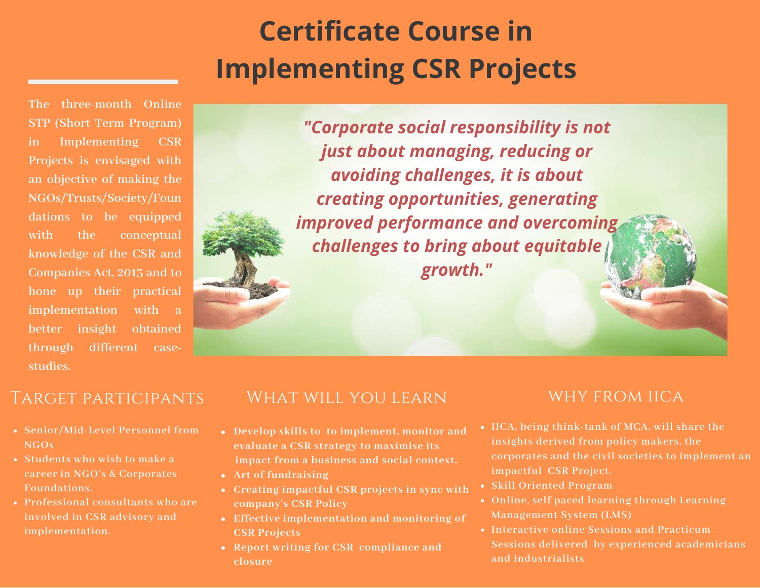# Certificate Course in Implementing CSR Projects

The three-month Online STP (Short Term Program) in Implementing CSR Projects is envisaged with an objective of making the NGOs/Trusts/Society/Foundations to be equipped with the conceptual knowledge of the CSR and Companies Act, 2013 and to hone up their practical implementation with a better insight obtained through different case-studies.

***"Corporate social responsibility is not just about managing, reducing or avoiding challenges, it is about creating opportunities, generating improved performance and overcoming challenges to bring about equitable growth."***

## Target participants

- Senior/Mid-Level Personnel from NGOs
- Students who wish to make a career in NGO's & Corporates Foundations.
- Professional consultants who are involved in CSR advisory and implementation.

## What will you learn

- Develop skills to to implement, monitor and evaluate a CSR strategy to maximise its impact from a business and social context.
- Art of fundraising
- Creating impactful CSR projects in sync with company's CSR Policy
- Effective implementation and monitoring of CSR Projects
- Report writing for CSR compliance and closure

## Why from IICA

- IICA, being think-tank of MCA, will share the insights derived from policy makers, the corporates and the civil societies to implement an impactful CSR Project.
- Skill Oriented Program
- Online, self paced learning through Learning Management System (LMS)
- Interactive online Sessions and Practicum Sessions delivered by experienced academicians and industrialists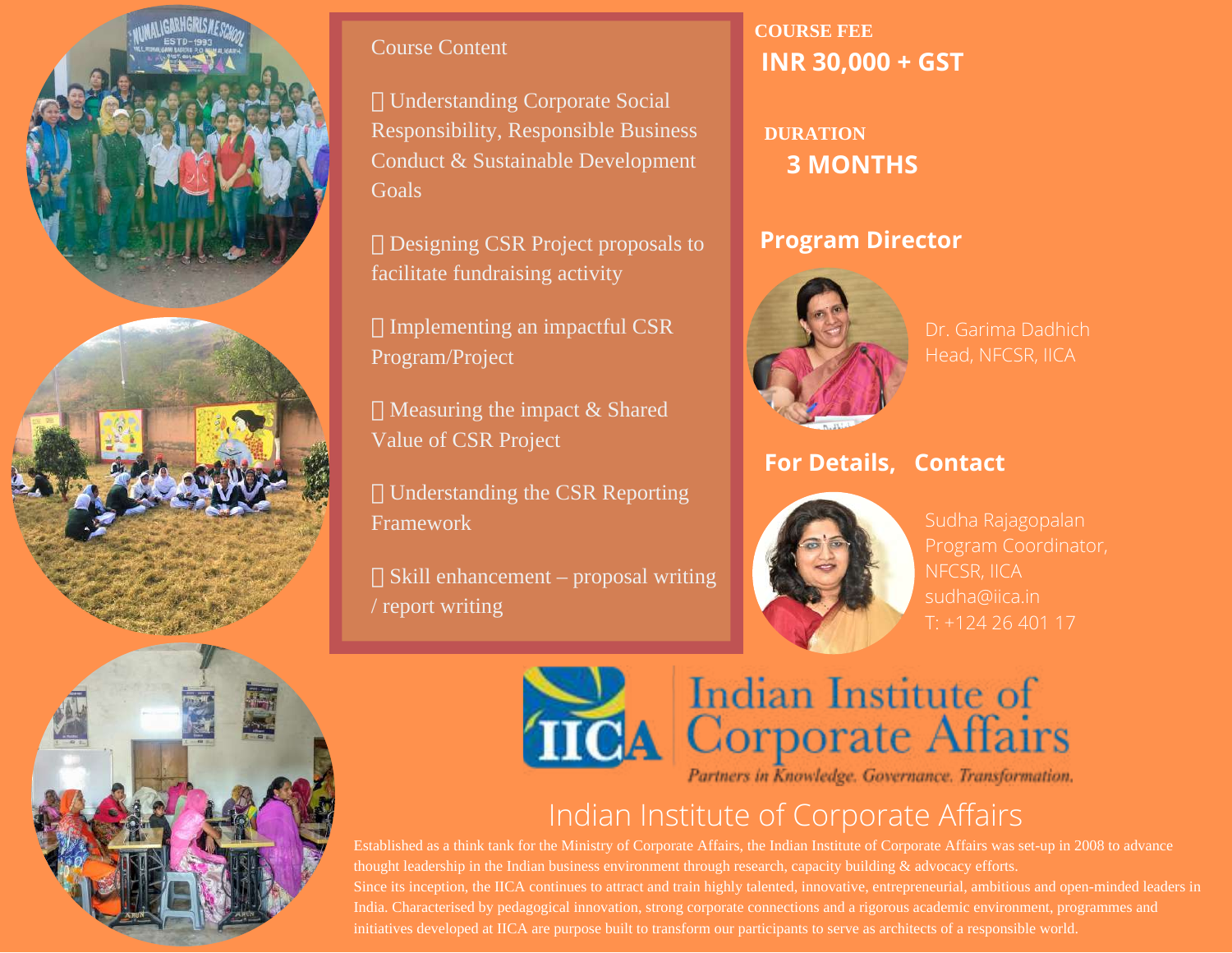## Course Content

-  Understanding Corporate Social Responsibility, Responsible Business Conduct & Sustainable Development Goals
-  Designing CSR Project proposals to facilitate fundraising activity
-  Implementing an impactful CSR Program/Project
-  Measuring the impact & Shared Value of CSR Project
-  Understanding the CSR Reporting Framework
-  Skill enhancement – proposal writing / report writing

**COURSE FEE**

**INR 30,000 + GST**

**DURATION**

**3 MONTHS**

## Program Director

Dr. Garima Dadhich
Head, NFCSR, IICA

## For Details, Contact

Sudha Rajagopalan
Program Coordinator,
NFCSR, IICA
sudha@iica.in
T: +124 26 401 17

Indian Institute of Corporate Affairs

*Partners in Knowledge. Governance. Transformation.*

## Indian Institute of Corporate Affairs

Established as a think tank for the Ministry of Corporate Affairs, the Indian Institute of Corporate Affairs was set-up in 2008 to advance thought leadership in the Indian business environment through research, capacity building & advocacy efforts.

Since its inception, the IICA continues to attract and train highly talented, innovative, entrepreneurial, ambitious and open-minded leaders in India. Characterised by pedagogical innovation, strong corporate connections and a rigorous academic environment, programmes and initiatives developed at IICA are purpose built to transform our participants to serve as architects of a responsible world.